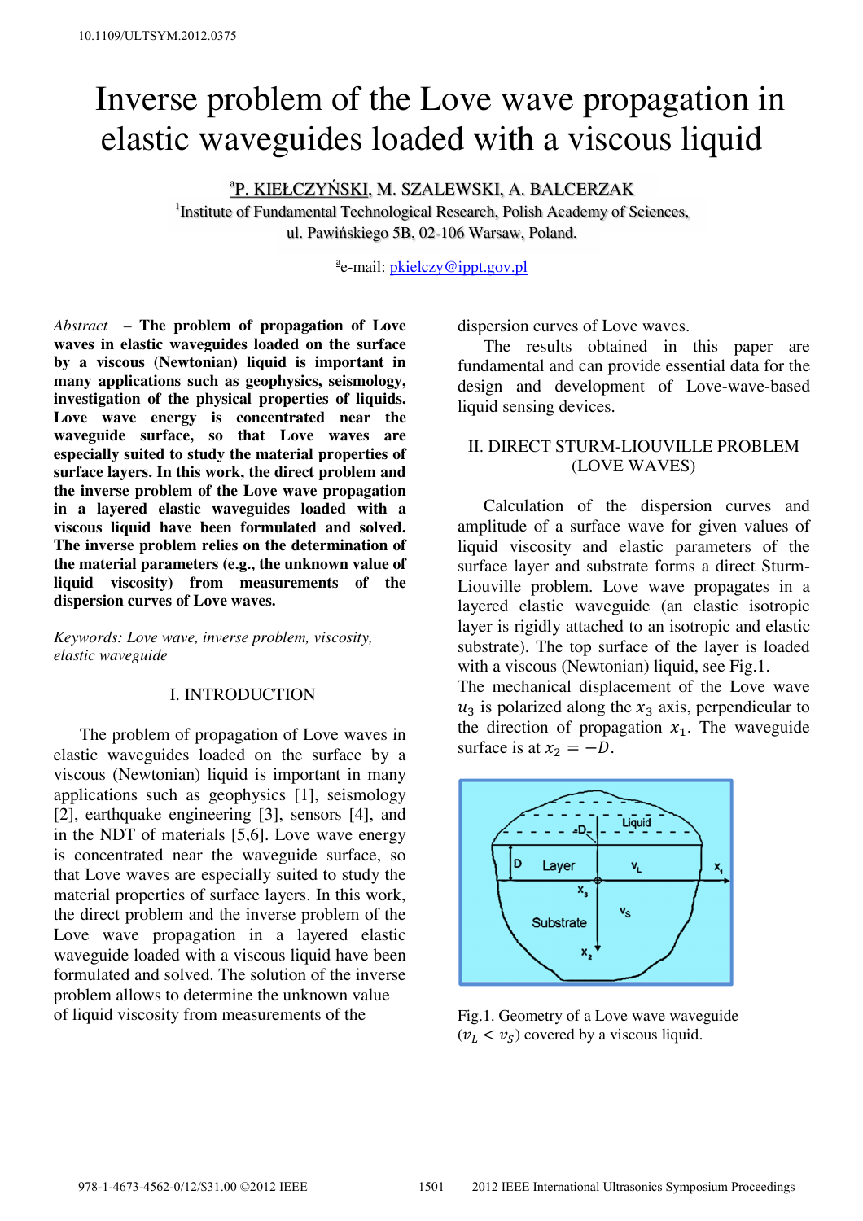10.1109/ULTSYM.2012.0375

# Inverse problem of the Love wave propagation in elastic waveguides loaded with a viscous liquid

[a]P. KIEŁCZYŃSKI, M. SZALEWSKI, A. BALCERZAK

[1]Institute of Fundamental Technological Research, Polish Academy of Sciences, ul. Pawińskiego 5B, 02-106 Warsaw, Poland.

[a]e-mail: pkielczy@ippt.gov.pl

*Abstract* – **The problem of propagation of Love waves in elastic waveguides loaded on the surface by a viscous (Newtonian) liquid is important in many applications such as geophysics, seismology, investigation of the physical properties of liquids. Love wave energy is concentrated near the waveguide surface, so that Love waves are especially suited to study the material properties of surface layers. In this work, the direct problem and the inverse problem of the Love wave propagation in a layered elastic waveguides loaded with a viscous liquid have been formulated and solved. The inverse problem relies on the determination of the material parameters (e.g., the unknown value of liquid viscosity) from measurements of the dispersion curves of Love waves.**

*Keywords: Love wave, inverse problem, viscosity, elastic waveguide*

## I. INTRODUCTION

The problem of propagation of Love waves in elastic waveguides loaded on the surface by a viscous (Newtonian) liquid is important in many applications such as geophysics [1], seismology [2], earthquake engineering [3], sensors [4], and in the NDT of materials [5,6]. Love wave energy is concentrated near the waveguide surface, so that Love waves are especially suited to study the material properties of surface layers. In this work, the direct problem and the inverse problem of the Love wave propagation in a layered elastic waveguide loaded with a viscous liquid have been formulated and solved. The solution of the inverse problem allows to determine the unknown value of liquid viscosity from measurements of the dispersion curves of Love waves.

The results obtained in this paper are fundamental and can provide essential data for the design and development of Love-wave-based liquid sensing devices.

## II. DIRECT STURM-LIOUVILLE PROBLEM (LOVE WAVES)

Calculation of the dispersion curves and amplitude of a surface wave for given values of liquid viscosity and elastic parameters of the surface layer and substrate forms a direct Sturm-Liouville problem. Love wave propagates in a layered elastic waveguide (an elastic isotropic layer is rigidly attached to an isotropic and elastic substrate). The top surface of the layer is loaded with a viscous (Newtonian) liquid, see Fig.1.

The mechanical displacement of the Love wave $u_3$ is polarized along the $x_3$ axis, perpendicular to the direction of propagation $x_1$. The waveguide surface is at $x_2 = -D$.

Fig.1. Geometry of a Love wave waveguide ($v_L < v_S$) covered by a viscous liquid.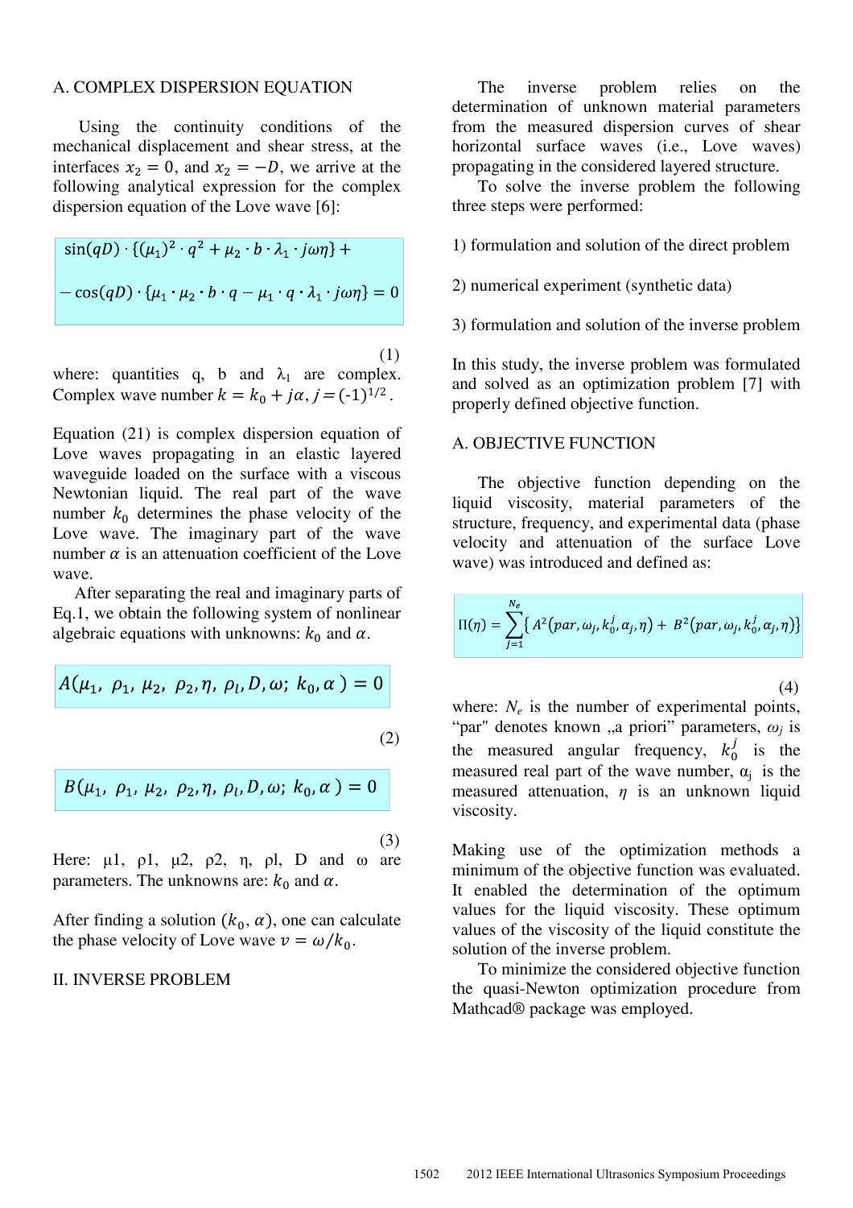### A. COMPLEX DISPERSION EQUATION

Using the continuity conditions of the mechanical displacement and shear stress, at the interfaces $x_2 = 0$, and $x_2 = -D$, we arrive at the following analytical expression for the complex dispersion equation of the Love wave [6]:

$$\sin(qD) \cdot \{(\mu_1)^2 \cdot q^2 + \mu_2 \cdot b \cdot \lambda_1 \cdot j\omega\eta\} +$$
$$- \cos(qD) \cdot \{\mu_1 \cdot \mu_2 \cdot b \cdot q - \mu_1 \cdot q \cdot \lambda_1 \cdot j\omega\eta\} = 0 \quad (1)$$

where: quantities q, b and $\lambda_1$ are complex. Complex wave number $k = k_0 + j\alpha$, $j = (-1)^{1/2}$.

Equation (21) is complex dispersion equation of Love waves propagating in an elastic layered waveguide loaded on the surface with a viscous Newtonian liquid. The real part of the wave number $k_0$ determines the phase velocity of the Love wave. The imaginary part of the wave number $\alpha$ is an attenuation coefficient of the Love wave.

After separating the real and imaginary parts of Eq.1, we obtain the following system of nonlinear algebraic equations with unknowns: $k_0$ and $\alpha$.

$$A(\mu_1,\ \rho_1,\ \mu_2,\ \rho_2, \eta,\ \rho_l, D, \omega;\ k_0, \alpha) = 0 \quad (2)$$

$$B(\mu_1,\ \rho_1,\ \mu_2,\ \rho_2, \eta,\ \rho_l, D, \omega;\ k_0, \alpha) = 0 \quad (3)$$

Here: μ1, ρ1, μ2, ρ2, η, ρl, D and ω are parameters. The unknowns are: $k_0$ and $\alpha$.

After finding a solution $(k_0, \alpha)$, one can calculate the phase velocity of Love wave $v = \omega/k_0$.

## II. INVERSE PROBLEM

The inverse problem relies on the determination of unknown material parameters from the measured dispersion curves of shear horizontal surface waves (i.e., Love waves) propagating in the considered layered structure.

To solve the inverse problem the following three steps were performed:

1) formulation and solution of the direct problem

2) numerical experiment (synthetic data)

3) formulation and solution of the inverse problem

In this study, the inverse problem was formulated and solved as an optimization problem [7] with properly defined objective function.

### A. OBJECTIVE FUNCTION

The objective function depending on the liquid viscosity, material parameters of the structure, frequency, and experimental data (phase velocity and attenuation of the surface Love wave) was introduced and defined as:

$$\Pi(\eta) = \sum_{j=1}^{N_e} \{ A^2(par, \omega_j, k_0^j, \alpha_j, \eta) + B^2(par, \omega_j, k_0^j, \alpha_j, \eta) \} \quad (4)$$

where: $N_e$ is the number of experimental points, "par" denotes known „a priori" parameters, $\omega_j$ is the measured angular frequency, $k_0^j$ is the measured real part of the wave number, $\alpha_j$ is the measured attenuation, $\eta$ is an unknown liquid viscosity.

Making use of the optimization methods a minimum of the objective function was evaluated. It enabled the determination of the optimum values for the liquid viscosity. These optimum values of the viscosity of the liquid constitute the solution of the inverse problem.

To minimize the considered objective function the quasi-Newton optimization procedure from Mathcad® package was employed.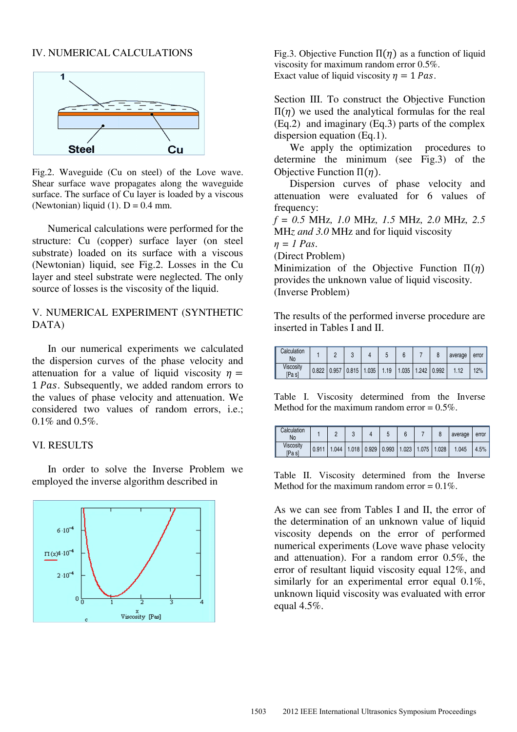## IV. NUMERICAL CALCULATIONS

Fig.2. Waveguide (Cu on steel) of the Love wave. Shear surface wave propagates along the waveguide surface. The surface of Cu layer is loaded by a viscous (Newtonian) liquid (1). D = 0.4 mm.

Numerical calculations were performed for the structure: Cu (copper) surface layer (on steel substrate) loaded on its surface with a viscous (Newtonian) liquid, see Fig.2. Losses in the Cu layer and steel substrate were neglected. The only source of losses is the viscosity of the liquid.

## V. NUMERICAL EXPERIMENT (SYNTHETIC DATA)

In our numerical experiments we calculated the dispersion curves of the phase velocity and attenuation for a value of liquid viscosity $\eta = 1\ Pas$. Subsequently, we added random errors to the values of phase velocity and attenuation. We considered two values of random errors, i.e.; 0.1% and 0.5%.

## VI. RESULTS

In order to solve the Inverse Problem we employed the inverse algorithm described in

Fig.3. Objective Function $\Pi(\eta)$ as a function of liquid viscosity for maximum random error 0.5%. Exact value of liquid viscosity $\eta = 1\ Pas$.

Section III. To construct the Objective Function $\Pi(\eta)$ we used the analytical formulas for the real (Eq.2) and imaginary (Eq.3) parts of the complex dispersion equation (Eq.1).

We apply the optimization procedures to determine the minimum (see Fig.3) of the Objective Function $\Pi(\eta)$.

Dispersion curves of phase velocity and attenuation were evaluated for 6 values of frequency:
$f$ = *0.5* MHz, *1.0* MHz, *1.5* MHz, *2.0* MHz, *2.5* MHz *and 3.0* MHz and for liquid viscosity
$\eta = 1\ Pas$.
(Direct Problem)
Minimization of the Objective Function $\Pi(\eta)$ provides the unknown value of liquid viscosity.
(Inverse Problem)

The results of the performed inverse procedure are inserted in Tables I and II.

| Calculation No | 1 | 2 | 3 | 4 | 5 | 6 | 7 | 8 | average | error |
|---|---|---|---|---|---|---|---|---|---|---|
| Viscosity [Pa s] | 0.822 | 0.957 | 0.815 | 1.035 | 1.19 | 1.035 | 1.242 | 0.992 | 1.12 | 12% |

Table I. Viscosity determined from the Inverse Method for the maximum random error = 0.5%.

| Calculation No | 1 | 2 | 3 | 4 | 5 | 6 | 7 | 8 | average | error |
|---|---|---|---|---|---|---|---|---|---|---|
| Viscosity [Pa s] | 0.911 | 1.044 | 1.018 | 0.929 | 0.993 | 1.023 | 1.075 | 1.028 | 1.045 | 4.5% |

Table II. Viscosity determined from the Inverse Method for the maximum random error = 0.1%.

As we can see from Tables I and II, the error of the determination of an unknown value of liquid viscosity depends on the error of performed numerical experiments (Love wave phase velocity and attenuation). For a random error 0.5%, the error of resultant liquid viscosity equal 12%, and similarly for an experimental error equal 0.1%, unknown liquid viscosity was evaluated with error equal 4.5%.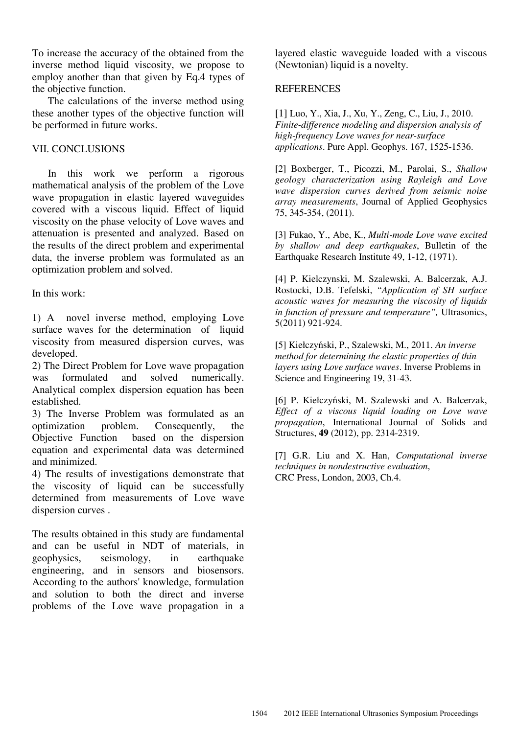To increase the accuracy of the obtained from the inverse method liquid viscosity, we propose to employ another than that given by Eq.4 types of the objective function.

The calculations of the inverse method using these another types of the objective function will be performed in future works.

## VII. CONCLUSIONS

In this work we perform a rigorous mathematical analysis of the problem of the Love wave propagation in elastic layered waveguides covered with a viscous liquid. Effect of liquid viscosity on the phase velocity of Love waves and attenuation is presented and analyzed. Based on the results of the direct problem and experimental data, the inverse problem was formulated as an optimization problem and solved.

In this work:

1) A novel inverse method, employing Love surface waves for the determination of liquid viscosity from measured dispersion curves, was developed.
2) The Direct Problem for Love wave propagation was formulated and solved numerically. Analytical complex dispersion equation has been established.
3) The Inverse Problem was formulated as an optimization problem. Consequently, the Objective Function based on the dispersion equation and experimental data was determined and minimized.
4) The results of investigations demonstrate that the viscosity of liquid can be successfully determined from measurements of Love wave dispersion curves .

The results obtained in this study are fundamental and can be useful in NDT of materials, in geophysics, seismology, in earthquake engineering, and in sensors and biosensors. According to the authors' knowledge, formulation and solution to both the direct and inverse problems of the Love wave propagation in a layered elastic waveguide loaded with a viscous (Newtonian) liquid is a novelty.

## REFERENCES

[1] Luo, Y., Xia, J., Xu, Y., Zeng, C., Liu, J., 2010. *Finite-difference modeling and dispersion analysis of high-frequency Love waves for near-surface applications*. Pure Appl. Geophys. 167, 1525-1536.

[2] Boxberger, T., Picozzi, M., Parolai, S., *Shallow geology characterization using Rayleigh and Love wave dispersion curves derived from seismic noise array measurements*, Journal of Applied Geophysics 75, 345-354, (2011).

[3] Fukao, Y., Abe, K., *Multi-mode Love wave excited by shallow and deep earthquakes*, Bulletin of the Earthquake Research Institute 49, 1-12, (1971).

[4] P. Kielczynski, M. Szalewski, A. Balcerzak, A.J. Rostocki, D.B. Tefelski, *"Application of SH surface acoustic waves for measuring the viscosity of liquids in function of pressure and temperature",* Ultrasonics, 5(2011) 921-924.

[5] Kiełczyński, P., Szalewski, M., 2011. *An inverse method for determining the elastic properties of thin layers using Love surface waves*. Inverse Problems in Science and Engineering 19, 31-43.

[6] P. Kiełczyński, M. Szalewski and A. Balcerzak, *Effect of a viscous liquid loading on Love wave propagation*, International Journal of Solids and Structures, **49** (2012), pp. 2314-2319.

[7] G.R. Liu and X. Han, *Computational inverse techniques in nondestructive evaluation*, CRC Press, London, 2003, Ch.4.